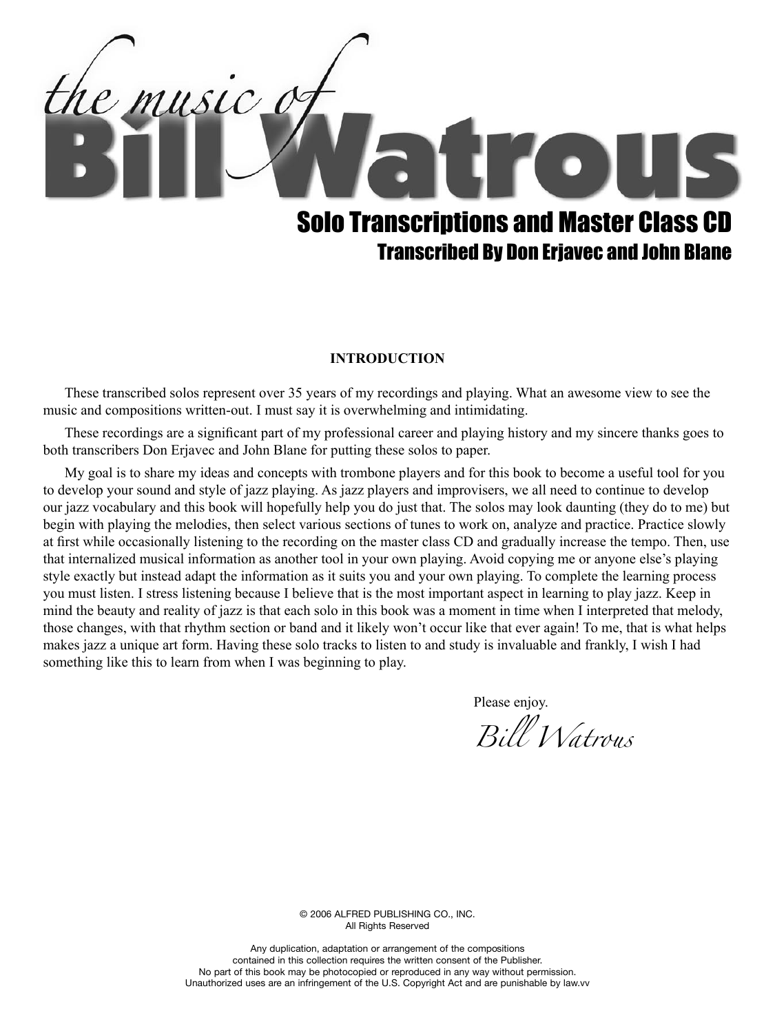# the music of Bill Watrous

## Solo Transcriptions and Master Class CD

### Transcribed By Don Erjavec and John Blane

**INTRODUCTION**

These transcribed solos represent over 35 years of my recordings and playing. What an awesome view to see the music and compositions written-out. I must say it is overwhelming and intimidating.

These recordings are a significant part of my professional career and playing history and my sincere thanks goes to both transcribers Don Erjavec and John Blane for putting these solos to paper.

My goal is to share my ideas and concepts with trombone players and for this book to become a useful tool for you to develop your sound and style of jazz playing. As jazz players and improvisers, we all need to continue to develop our jazz vocabulary and this book will hopefully help you do just that. The solos may look daunting (they do to me) but begin with playing the melodies, then select various sections of tunes to work on, analyze and practice. Practice slowly at first while occasionally listening to the recording on the master class CD and gradually increase the tempo. Then, use that internalized musical information as another tool in your own playing. Avoid copying me or anyone else's playing style exactly but instead adapt the information as it suits you and your own playing. To complete the learning process you must listen. I stress listening because I believe that is the most important aspect in learning to play jazz. Keep in mind the beauty and reality of jazz is that each solo in this book was a moment in time when I interpreted that melody, those changes, with that rhythm section or band and it likely won't occur like that ever again! To me, that is what helps makes jazz a unique art form. Having these solo tracks to listen to and study is invaluable and frankly, I wish I had something like this to learn from when I was beginning to play.

Please enjoy.

*Bill Watrous*

© 2006 ALFRED PUBLISHING CO., INC.
All Rights Reserved

Any duplication, adaptation or arrangement of the compositions contained in this collection requires the written consent of the Publisher.
No part of this book may be photocopied or reproduced in any way without permission.
Unauthorized uses are an infringement of the U.S. Copyright Act and are punishable by law.vv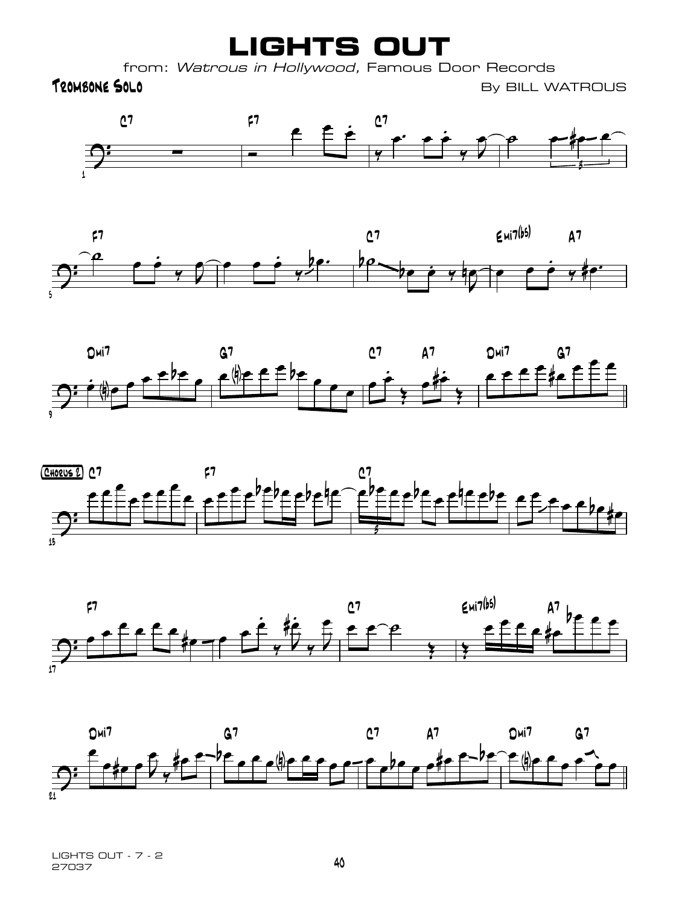# LIGHTS OUT

from: *Watrous in Hollywood*, Famous Door Records

**Trombone Solo**

By BILL WATROUS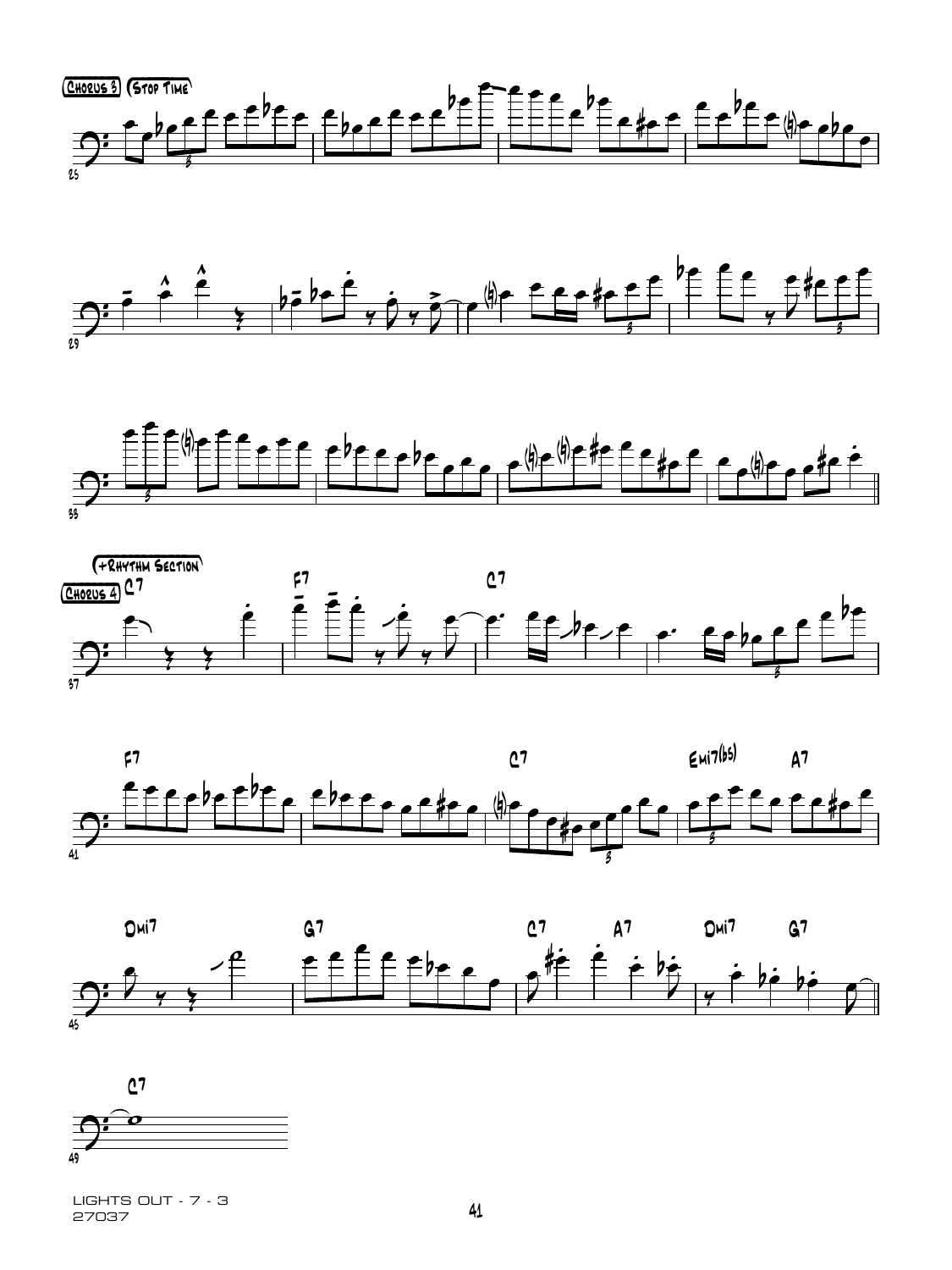Chorus 3 (Stop Time)

Chorus 4 (+Rhythm Section)

C7 F7 C7 F7 C7 Emi7(b5) A7 Dmi7 G7 C7 A7 Dmi7 G7 C7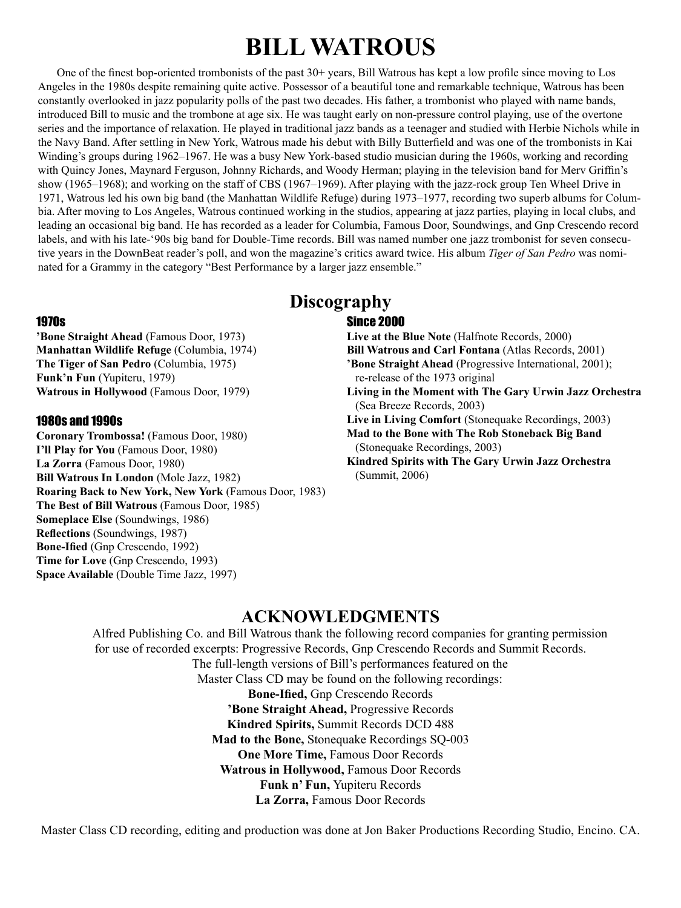# BILL WATROUS

One of the finest bop-oriented trombonists of the past 30+ years, Bill Watrous has kept a low profile since moving to Los Angeles in the 1980s despite remaining quite active. Possessor of a beautiful tone and remarkable technique, Watrous has been constantly overlooked in jazz popularity polls of the past two decades. His father, a trombonist who played with name bands, introduced Bill to music and the trombone at age six. He was taught early on non-pressure control playing, use of the overtone series and the importance of relaxation. He played in traditional jazz bands as a teenager and studied with Herbie Nichols while in the Navy Band. After settling in New York, Watrous made his debut with Billy Butterfield and was one of the trombonists in Kai Winding's groups during 1962–1967. He was a busy New York-based studio musician during the 1960s, working and recording with Quincy Jones, Maynard Ferguson, Johnny Richards, and Woody Herman; playing in the television band for Merv Griffin's show (1965–1968); and working on the staff of CBS (1967–1969). After playing with the jazz-rock group Ten Wheel Drive in 1971, Watrous led his own big band (the Manhattan Wildlife Refuge) during 1973–1977, recording two superb albums for Columbia. After moving to Los Angeles, Watrous continued working in the studios, appearing at jazz parties, playing in local clubs, and leading an occasional big band. He has recorded as a leader for Columbia, Famous Door, Soundwings, and Gnp Crescendo record labels, and with his late-'90s big band for Double-Time records. Bill was named number one jazz trombonist for seven consecutive years in the DownBeat reader's poll, and won the magazine's critics award twice. His album *Tiger of San Pedro* was nominated for a Grammy in the category "Best Performance by a larger jazz ensemble."

## Discography

### 1970s

**'Bone Straight Ahead** (Famous Door, 1973)
**Manhattan Wildlife Refuge** (Columbia, 1974)
**The Tiger of San Pedro** (Columbia, 1975)
**Funk'n Fun** (Yupiteru, 1979)
**Watrous in Hollywood** (Famous Door, 1979)

### 1980s and 1990s

**Coronary Trombossa!** (Famous Door, 1980)
**I'll Play for You** (Famous Door, 1980)
**La Zorra** (Famous Door, 1980)
**Bill Watrous In London** (Mole Jazz, 1982)
**Roaring Back to New York, New York** (Famous Door, 1983)
**The Best of Bill Watrous** (Famous Door, 1985)
**Someplace Else** (Soundwings, 1986)
**Reflections** (Soundwings, 1987)
**Bone-Ified** (Gnp Crescendo, 1992)
**Time for Love** (Gnp Crescendo, 1993)
**Space Available** (Double Time Jazz, 1997)

### Since 2000

**Live at the Blue Note** (Halfnote Records, 2000)
**Bill Watrous and Carl Fontana** (Atlas Records, 2001)
**'Bone Straight Ahead** (Progressive International, 2001); re-release of the 1973 original
**Living in the Moment with The Gary Urwin Jazz Orchestra** (Sea Breeze Records, 2003)
**Live in Living Comfort** (Stonequake Recordings, 2003)
**Mad to the Bone with The Rob Stoneback Big Band** (Stonequake Recordings, 2003)
**Kindred Spirits with The Gary Urwin Jazz Orchestra** (Summit, 2006)

## ACKNOWLEDGMENTS

Alfred Publishing Co. and Bill Watrous thank the following record companies for granting permission for use of recorded excerpts: Progressive Records, Gnp Crescendo Records and Summit Records.
The full-length versions of Bill's performances featured on the Master Class CD may be found on the following recordings:

**Bone-Ified,** Gnp Crescendo Records
**'Bone Straight Ahead,** Progressive Records
**Kindred Spirits,** Summit Records DCD 488
**Mad to the Bone,** Stonequake Recordings SQ-003
**One More Time,** Famous Door Records
**Watrous in Hollywood,** Famous Door Records
**Funk n' Fun,** Yupiteru Records
**La Zorra,** Famous Door Records

Master Class CD recording, editing and production was done at Jon Baker Productions Recording Studio, Encino. CA.